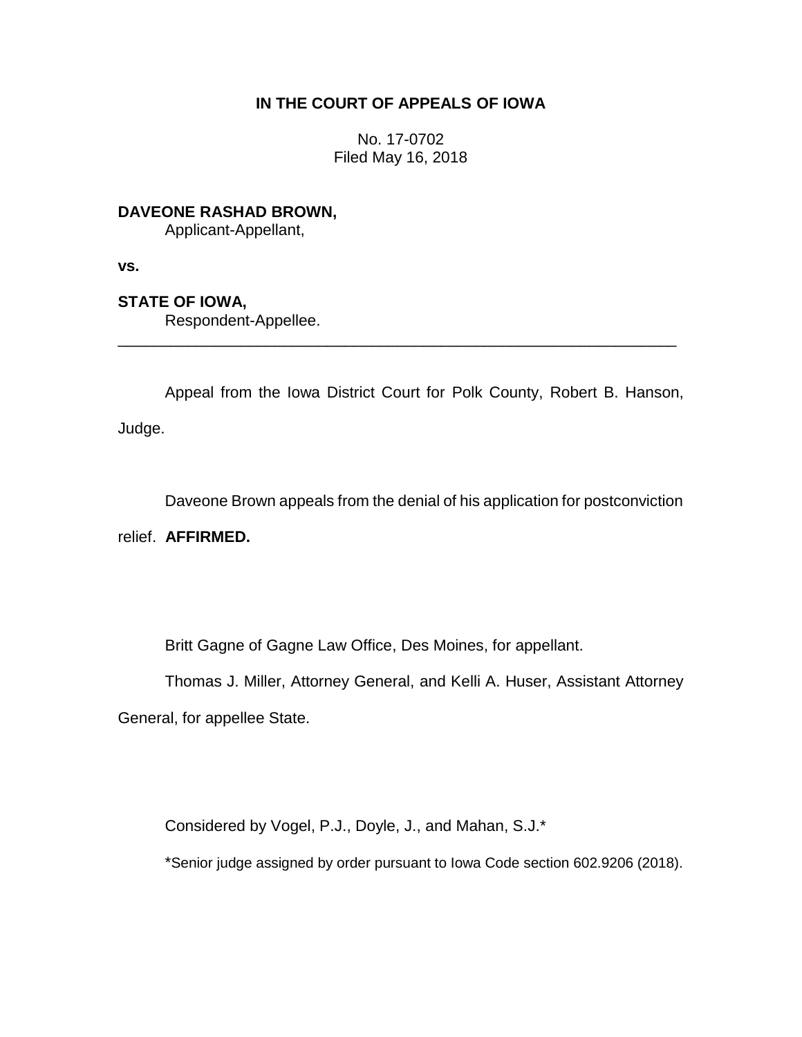## IN THE COURT OF APPEALS OF IOWA

No. 17-0702
Filed May 16, 2018

**DAVEONE RASHAD BROWN,**
Applicant-Appellant,

**vs.**

**STATE OF IOWA,**
Respondent-Appellee.

---

Appeal from the Iowa District Court for Polk County, Robert B. Hanson, Judge.

Daveone Brown appeals from the denial of his application for postconviction relief. **AFFIRMED.**

Britt Gagne of Gagne Law Office, Des Moines, for appellant.

Thomas J. Miller, Attorney General, and Kelli A. Huser, Assistant Attorney General, for appellee State.

Considered by Vogel, P.J., Doyle, J., and Mahan, S.J.*

*Senior judge assigned by order pursuant to Iowa Code section 602.9206 (2018).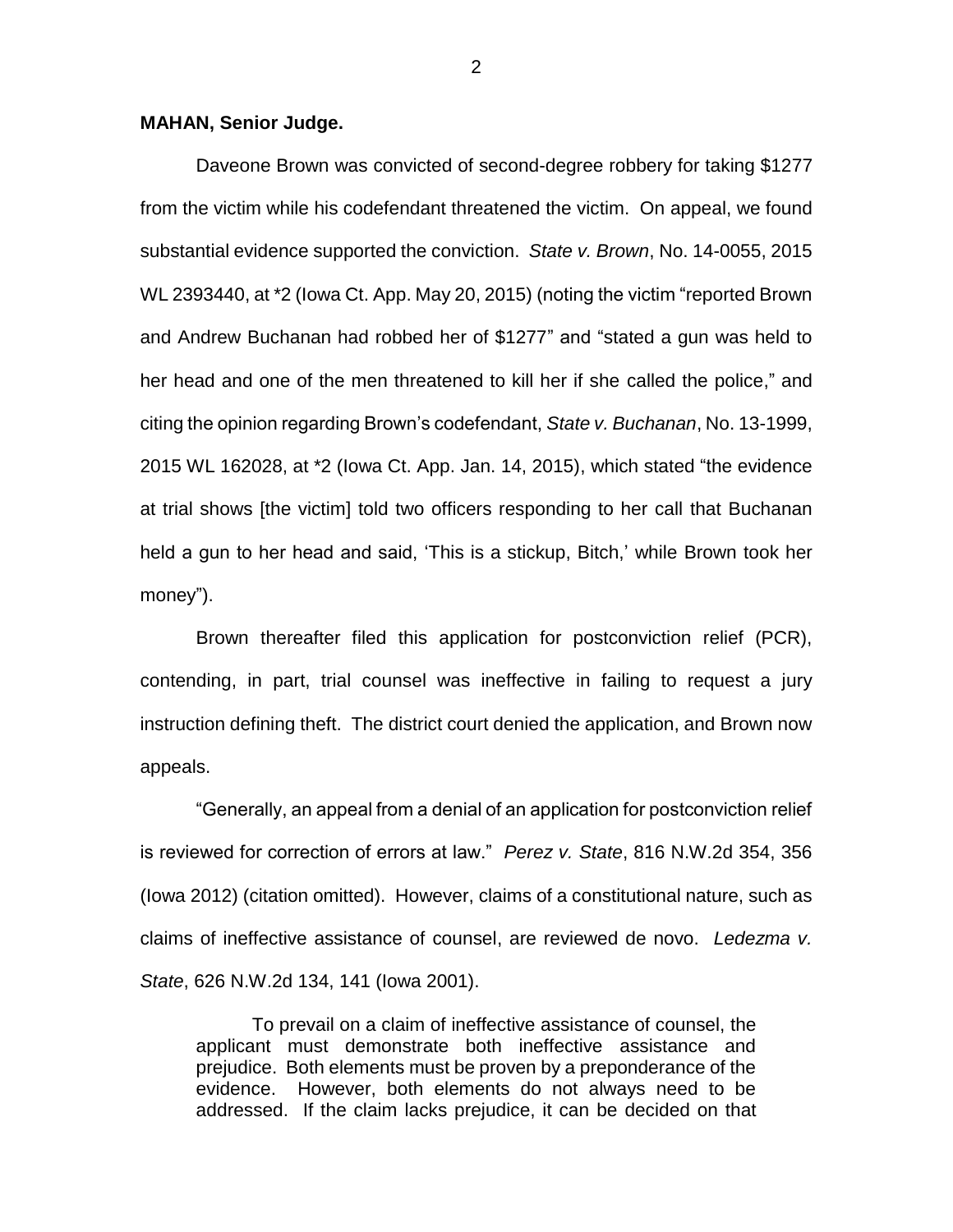**MAHAN, Senior Judge.**

Daveone Brown was convicted of second-degree robbery for taking $1277 from the victim while his codefendant threatened the victim. On appeal, we found substantial evidence supported the conviction. *State v. Brown*, No. 14-0055, 2015 WL 2393440, at *2 (Iowa Ct. App. May 20, 2015) (noting the victim "reported Brown and Andrew Buchanan had robbed her of $1277" and "stated a gun was held to her head and one of the men threatened to kill her if she called the police," and citing the opinion regarding Brown's codefendant, *State v. Buchanan*, No. 13-1999, 2015 WL 162028, at *2 (Iowa Ct. App. Jan. 14, 2015), which stated "the evidence at trial shows [the victim] told two officers responding to her call that Buchanan held a gun to her head and said, 'This is a stickup, Bitch,' while Brown took her money").

Brown thereafter filed this application for postconviction relief (PCR), contending, in part, trial counsel was ineffective in failing to request a jury instruction defining theft. The district court denied the application, and Brown now appeals.

"Generally, an appeal from a denial of an application for postconviction relief is reviewed for correction of errors at law." *Perez v. State*, 816 N.W.2d 354, 356 (Iowa 2012) (citation omitted). However, claims of a constitutional nature, such as claims of ineffective assistance of counsel, are reviewed de novo. *Ledezma v. State*, 626 N.W.2d 134, 141 (Iowa 2001).

> To prevail on a claim of ineffective assistance of counsel, the applicant must demonstrate both ineffective assistance and prejudice. Both elements must be proven by a preponderance of the evidence. However, both elements do not always need to be addressed. If the claim lacks prejudice, it can be decided on that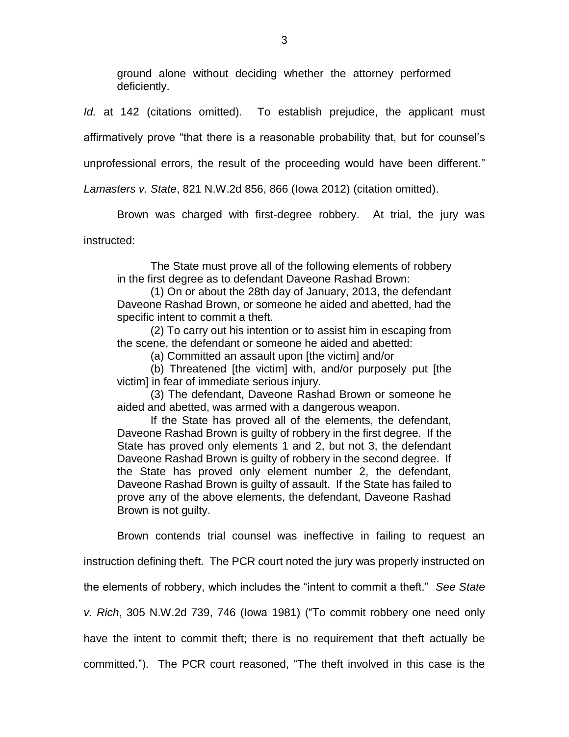> ground alone without deciding whether the attorney performed deficiently.

*Id.* at 142 (citations omitted). To establish prejudice, the applicant must affirmatively prove "that there is a reasonable probability that, but for counsel's unprofessional errors, the result of the proceeding would have been different." *Lamasters v. State*, 821 N.W.2d 856, 866 (Iowa 2012) (citation omitted).

Brown was charged with first-degree robbery. At trial, the jury was instructed:

> The State must prove all of the following elements of robbery in the first degree as to defendant Daveone Rashad Brown:
>
> (1) On or about the 28th day of January, 2013, the defendant Daveone Rashad Brown, or someone he aided and abetted, had the specific intent to commit a theft.
>
> (2) To carry out his intention or to assist him in escaping from the scene, the defendant or someone he aided and abetted:
>
> (a) Committed an assault upon [the victim] and/or
>
> (b) Threatened [the victim] with, and/or purposely put [the victim] in fear of immediate serious injury.
>
> (3) The defendant, Daveone Rashad Brown or someone he aided and abetted, was armed with a dangerous weapon.
>
> If the State has proved all of the elements, the defendant, Daveone Rashad Brown is guilty of robbery in the first degree. If the State has proved only elements 1 and 2, but not 3, the defendant Daveone Rashad Brown is guilty of robbery in the second degree. If the State has proved only element number 2, the defendant, Daveone Rashad Brown is guilty of assault. If the State has failed to prove any of the above elements, the defendant, Daveone Rashad Brown is not guilty.

Brown contends trial counsel was ineffective in failing to request an instruction defining theft. The PCR court noted the jury was properly instructed on the elements of robbery, which includes the "intent to commit a theft." *See State v. Rich*, 305 N.W.2d 739, 746 (Iowa 1981) ("To commit robbery one need only have the intent to commit theft; there is no requirement that theft actually be committed."). The PCR court reasoned, "The theft involved in this case is the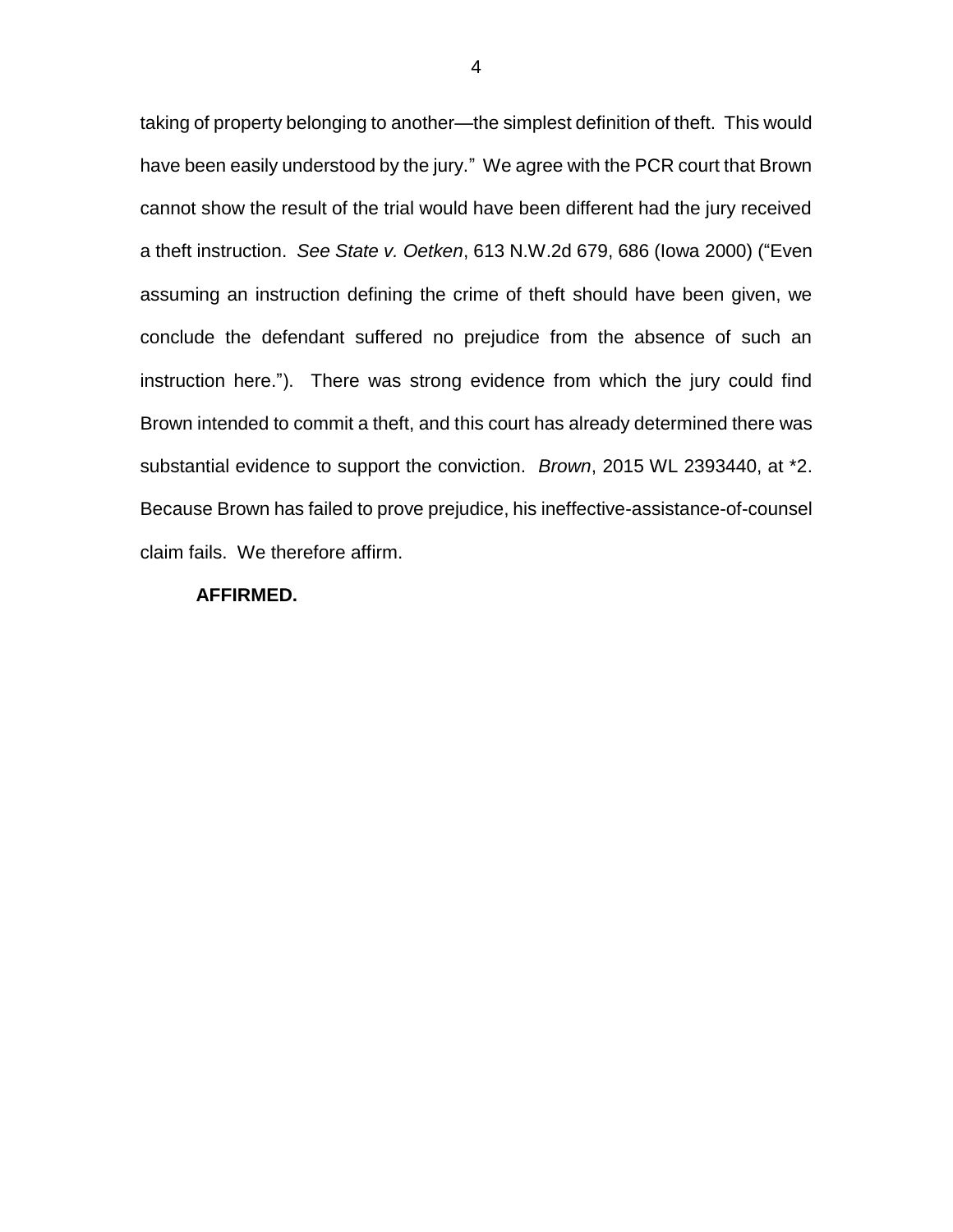taking of property belonging to another—the simplest definition of theft. This would have been easily understood by the jury." We agree with the PCR court that Brown cannot show the result of the trial would have been different had the jury received a theft instruction. *See State v. Oetken*, 613 N.W.2d 679, 686 (Iowa 2000) ("Even assuming an instruction defining the crime of theft should have been given, we conclude the defendant suffered no prejudice from the absence of such an instruction here."). There was strong evidence from which the jury could find Brown intended to commit a theft, and this court has already determined there was substantial evidence to support the conviction. *Brown*, 2015 WL 2393440, at *2. Because Brown has failed to prove prejudice, his ineffective-assistance-of-counsel claim fails. We therefore affirm.

**AFFIRMED.**